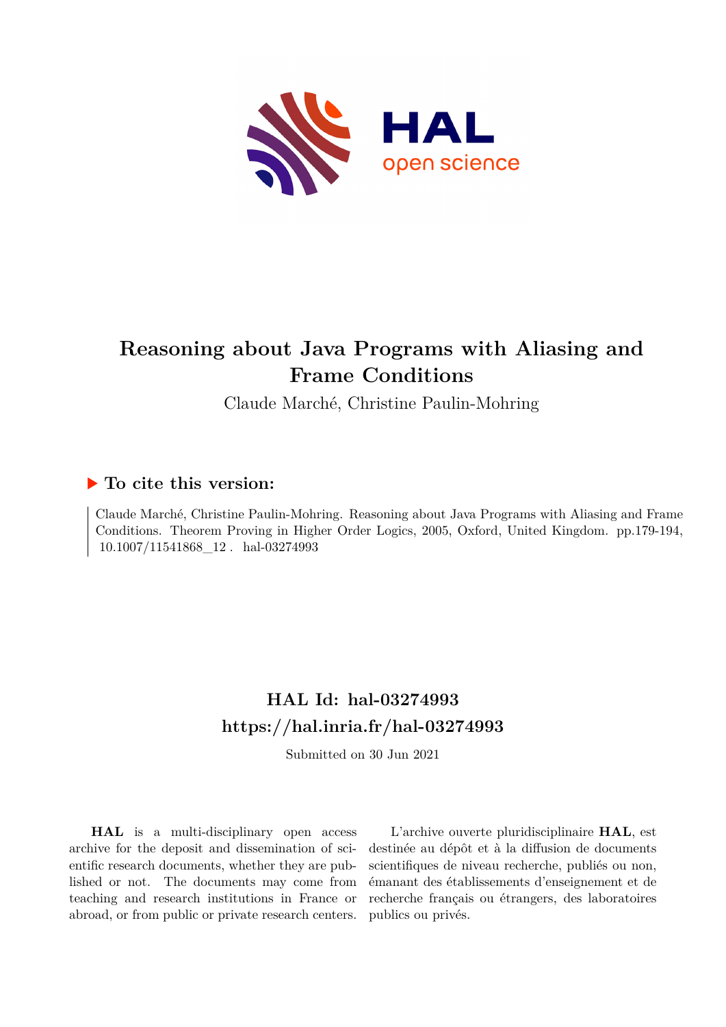# Reasoning about Java Programs with Aliasing and Frame Conditions

Claude Marché, Christine Paulin-Mohring

## To cite this version:

Claude Marché, Christine Paulin-Mohring. Reasoning about Java Programs with Aliasing and Frame Conditions. Theorem Proving in Higher Order Logics, 2005, Oxford, United Kingdom. pp.179-194, 10.1007/11541868_12 . hal-03274993

## HAL Id: hal-03274993
## https://hal.inria.fr/hal-03274993

Submitted on 30 Jun 2021

**HAL** is a multi-disciplinary open access archive for the deposit and dissemination of scientific research documents, whether they are published or not. The documents may come from teaching and research institutions in France or abroad, or from public or private research centers.

L'archive ouverte pluridisciplinaire **HAL**, est destinée au dépôt et à la diffusion de documents scientifiques de niveau recherche, publiés ou non, émanant des établissements d'enseignement et de recherche français ou étrangers, des laboratoires publics ou privés.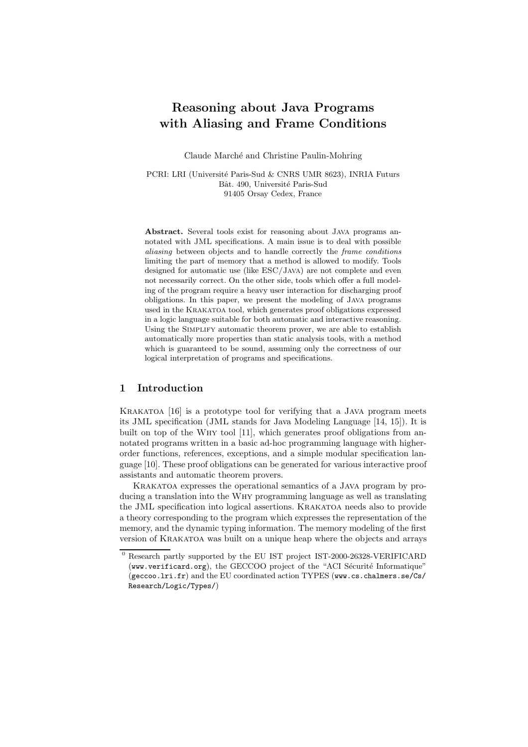# Reasoning about Java Programs with Aliasing and Frame Conditions

Claude Marché and Christine Paulin-Mohring

PCRI: LRI (Université Paris-Sud & CNRS UMR 8623), INRIA Futurs
Bât. 490, Université Paris-Sud
91405 Orsay Cedex, France

**Abstract.** Several tools exist for reasoning about Java programs annotated with JML specifications. A main issue is to deal with possible *aliasing* between objects and to handle correctly the *frame conditions* limiting the part of memory that a method is allowed to modify. Tools designed for automatic use (like ESC/Java) are not complete and even not necessarily correct. On the other side, tools which offer a full modeling of the program require a heavy user interaction for discharging proof obligations. In this paper, we present the modeling of Java programs used in the Krakatoa tool, which generates proof obligations expressed in a logic language suitable for both automatic and interactive reasoning. Using the Simplify automatic theorem prover, we are able to establish automatically more properties than static analysis tools, with a method which is guaranteed to be sound, assuming only the correctness of our logical interpretation of programs and specifications.

## 1 Introduction

Krakatoa [16] is a prototype tool for verifying that a Java program meets its JML specification (JML stands for Java Modeling Language [14, 15]). It is built on top of the Why tool [11], which generates proof obligations from annotated programs written in a basic ad-hoc programming language with higher-order functions, references, exceptions, and a simple modular specification language [10]. These proof obligations can be generated for various interactive proof assistants and automatic theorem provers.

Krakatoa expresses the operational semantics of a Java program by producing a translation into the Why programming language as well as translating the JML specification into logical assertions. Krakatoa needs also to provide a theory corresponding to the program which expresses the representation of the memory, and the dynamic typing information. The memory modeling of the first version of Krakatoa was built on a unique heap where the objects and arrays

[0] Research partly supported by the EU IST project IST-2000-26328-VERIFICARD (www.verificard.org), the GECCOO project of the "ACI Sécurité Informatique" (geccoo.lri.fr) and the EU coordinated action TYPES (www.cs.chalmers.se/Cs/Research/Logic/Types/)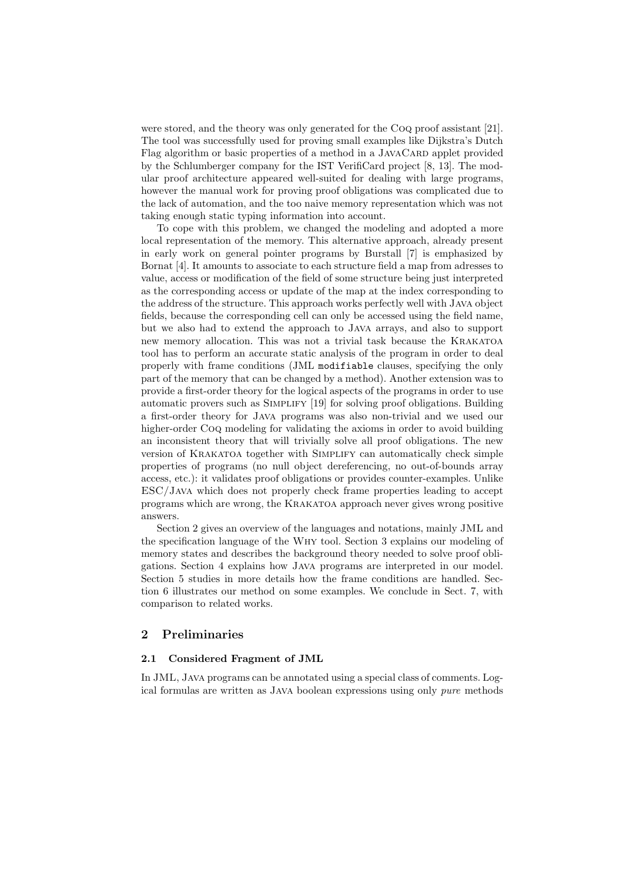were stored, and the theory was only generated for the Coq proof assistant [21]. The tool was successfully used for proving small examples like Dijkstra's Dutch Flag algorithm or basic properties of a method in a JavaCard applet provided by the Schlumberger company for the IST VerifiCard project [8, 13]. The modular proof architecture appeared well-suited for dealing with large programs, however the manual work for proving proof obligations was complicated due to the lack of automation, and the too naive memory representation which was not taking enough static typing information into account.

To cope with this problem, we changed the modeling and adopted a more local representation of the memory. This alternative approach, already present in early work on general pointer programs by Burstall [7] is emphasized by Bornat [4]. It amounts to associate to each structure field a map from adresses to value, access or modification of the field of some structure being just interpreted as the corresponding access or update of the map at the index corresponding to the address of the structure. This approach works perfectly well with Java object fields, because the corresponding cell can only be accessed using the field name, but we also had to extend the approach to Java arrays, and also to support new memory allocation. This was not a trivial task because the Krakatoa tool has to perform an accurate static analysis of the program in order to deal properly with frame conditions (JML `modifiable` clauses, specifying the only part of the memory that can be changed by a method). Another extension was to provide a first-order theory for the logical aspects of the programs in order to use automatic provers such as Simplify [19] for solving proof obligations. Building a first-order theory for Java programs was also non-trivial and we used our higher-order Coq modeling for validating the axioms in order to avoid building an inconsistent theory that will trivially solve all proof obligations. The new version of Krakatoa together with Simplify can automatically check simple properties of programs (no null object dereferencing, no out-of-bounds array access, etc.): it validates proof obligations or provides counter-examples. Unlike ESC/Java which does not properly check frame properties leading to accept programs which are wrong, the Krakatoa approach never gives wrong positive answers.

Section 2 gives an overview of the languages and notations, mainly JML and the specification language of the Why tool. Section 3 explains our modeling of memory states and describes the background theory needed to solve proof obligations. Section 4 explains how Java programs are interpreted in our model. Section 5 studies in more details how the frame conditions are handled. Section 6 illustrates our method on some examples. We conclude in Sect. 7, with comparison to related works.

## 2 Preliminaries

### 2.1 Considered Fragment of JML

In JML, Java programs can be annotated using a special class of comments. Logical formulas are written as Java boolean expressions using only *pure* methods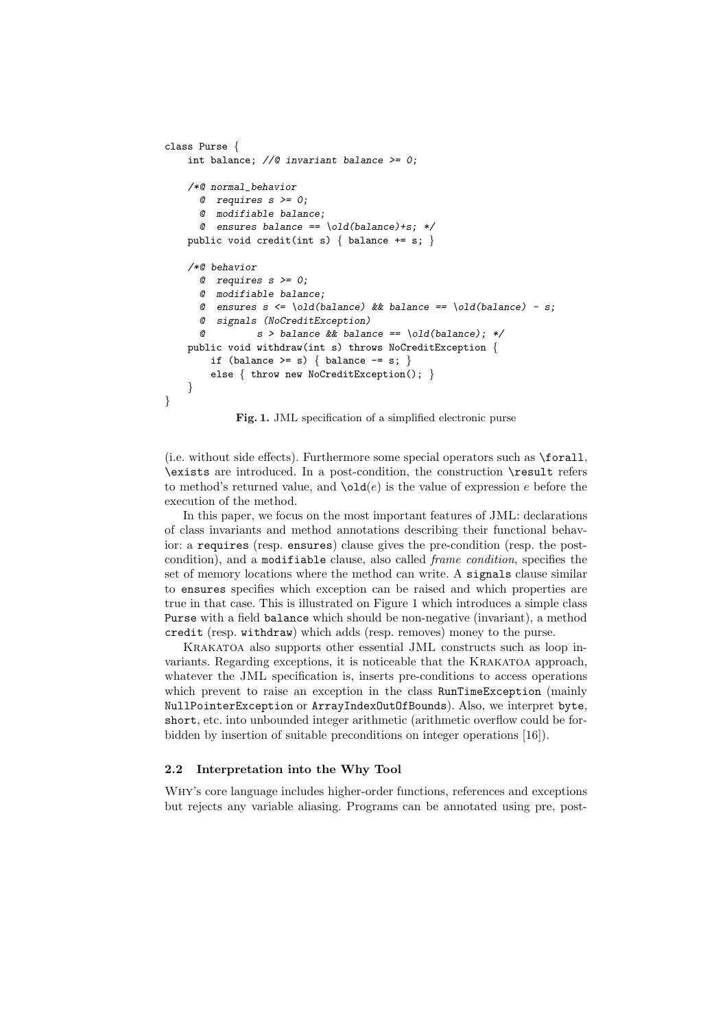```
class Purse {
    int balance; //@ invariant balance >= 0;

    /*@ normal_behavior
      @  requires s >= 0;
      @  modifiable balance;
      @  ensures balance == \old(balance)+s; */
    public void credit(int s) { balance += s; }

    /*@ behavior
      @  requires s >= 0;
      @  modifiable balance;
      @  ensures s <= \old(balance) && balance == \old(balance) - s;
      @  signals (NoCreditException)
      @         s > balance && balance == \old(balance); */
    public void withdraw(int s) throws NoCreditException {
        if (balance >= s) { balance -= s; }
        else { throw new NoCreditException(); }
    }
}
```

**Fig. 1.** JML specification of a simplified electronic purse

(i.e. without side effects). Furthermore some special operators such as `\forall`, `\exists` are introduced. In a post-condition, the construction `\result` refers to method's returned value, and `\old`($e$) is the value of expression $e$ before the execution of the method.

In this paper, we focus on the most important features of JML: declarations of class invariants and method annotations describing their functional behavior: a `requires` (resp. `ensures`) clause gives the pre-condition (resp. the post-condition), and a `modifiable` clause, also called *frame condition*, specifies the set of memory locations where the method can write. A `signals` clause similar to `ensures` specifies which exception can be raised and which properties are true in that case. This is illustrated on Figure 1 which introduces a simple class `Purse` with a field `balance` which should be non-negative (invariant), a method `credit` (resp. `withdraw`) which adds (resp. removes) money to the purse.

Krakatoa also supports other essential JML constructs such as loop invariants. Regarding exceptions, it is noticeable that the Krakatoa approach, whatever the JML specification is, inserts pre-conditions to access operations which prevent to raise an exception in the class `RunTimeException` (mainly `NullPointerException` or `ArrayIndexOutOfBounds`). Also, we interpret `byte`, `short`, etc. into unbounded integer arithmetic (arithmetic overflow could be forbidden by insertion of suitable preconditions on integer operations [16]).

### 2.2 Interpretation into the Why Tool

Why's core language includes higher-order functions, references and exceptions but rejects any variable aliasing. Programs can be annotated using pre, post-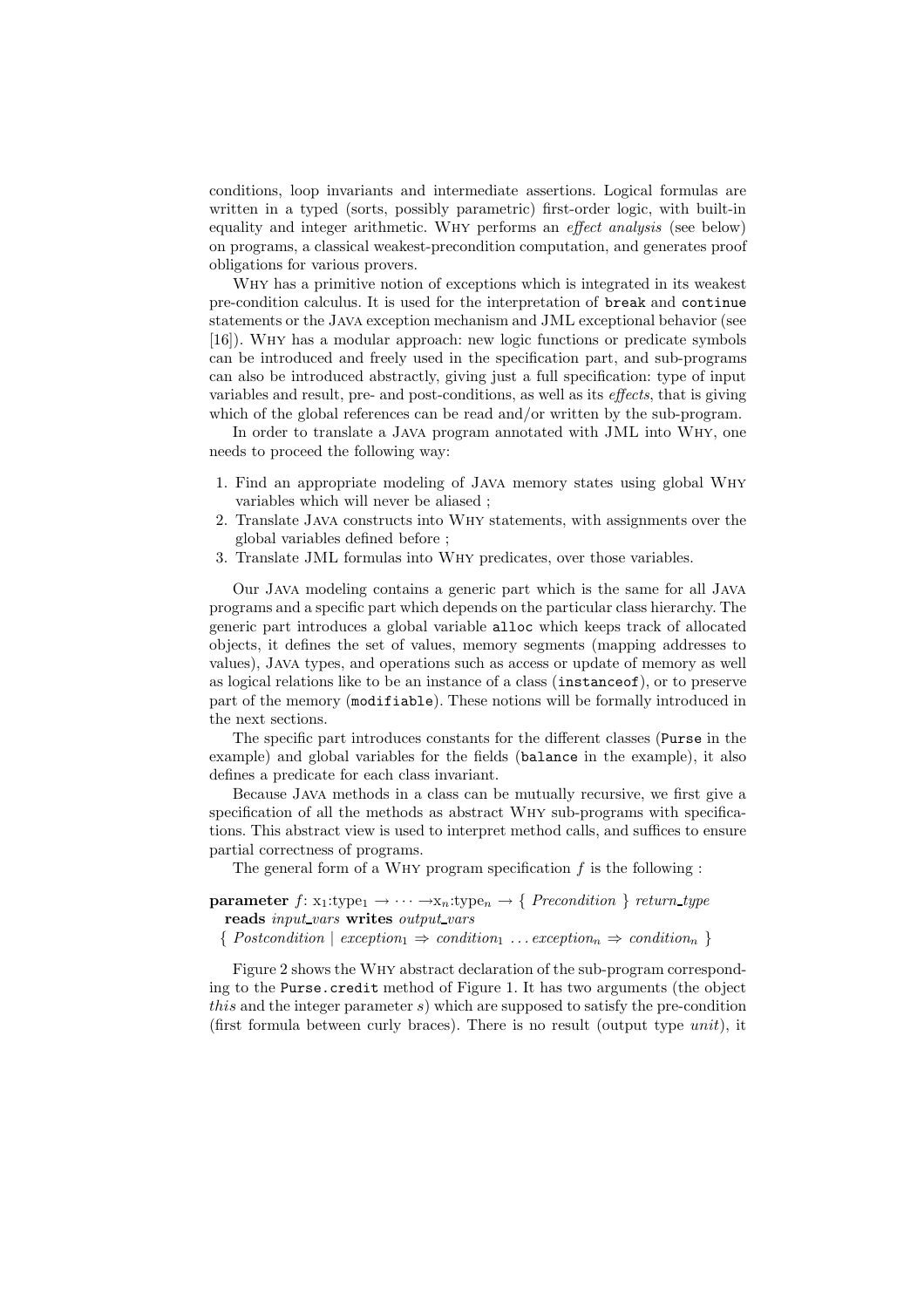conditions, loop invariants and intermediate assertions. Logical formulas are written in a typed (sorts, possibly parametric) first-order logic, with built-in equality and integer arithmetic. WHY performs an *effect analysis* (see below) on programs, a classical weakest-precondition computation, and generates proof obligations for various provers.

WHY has a primitive notion of exceptions which is integrated in its weakest pre-condition calculus. It is used for the interpretation of `break` and `continue` statements or the JAVA exception mechanism and JML exceptional behavior (see [16]). WHY has a modular approach: new logic functions or predicate symbols can be introduced and freely used in the specification part, and sub-programs can also be introduced abstractly, giving just a full specification: type of input variables and result, pre- and post-conditions, as well as its *effects*, that is giving which of the global references can be read and/or written by the sub-program.

In order to translate a JAVA program annotated with JML into WHY, one needs to proceed the following way:

1. Find an appropriate modeling of JAVA memory states using global WHY variables which will never be aliased ;
2. Translate JAVA constructs into WHY statements, with assignments over the global variables defined before ;
3. Translate JML formulas into WHY predicates, over those variables.

Our JAVA modeling contains a generic part which is the same for all JAVA programs and a specific part which depends on the particular class hierarchy. The generic part introduces a global variable `alloc` which keeps track of allocated objects, it defines the set of values, memory segments (mapping addresses to values), JAVA types, and operations such as access or update of memory as well as logical relations like to be an instance of a class (`instanceof`), or to preserve part of the memory (`modifiable`). These notions will be formally introduced in the next sections.

The specific part introduces constants for the different classes (`Purse` in the example) and global variables for the fields (`balance` in the example), it also defines a predicate for each class invariant.

Because JAVA methods in a class can be mutually recursive, we first give a specification of all the methods as abstract WHY sub-programs with specifications. This abstract view is used to interpret method calls, and suffices to ensure partial correctness of programs.

The general form of a WHY program specification $f$ is the following :

**parameter** $f$: $\mathrm{x}_1{:}\mathrm{type}_1 \rightarrow \cdots \rightarrow \mathrm{x}_n{:}\mathrm{type}_n \rightarrow$ { *Precondition* } *return_type*
**reads** *input_vars* **writes** *output_vars*
{ *Postcondition* | $exception_1 \Rightarrow condition_1 \ldots exception_n \Rightarrow condition_n$ }

Figure 2 shows the WHY abstract declaration of the sub-program corresponding to the `Purse.credit` method of Figure 1. It has two arguments (the object *this* and the integer parameter $s$) which are supposed to satisfy the pre-condition (first formula between curly braces). There is no result (output type *unit*), it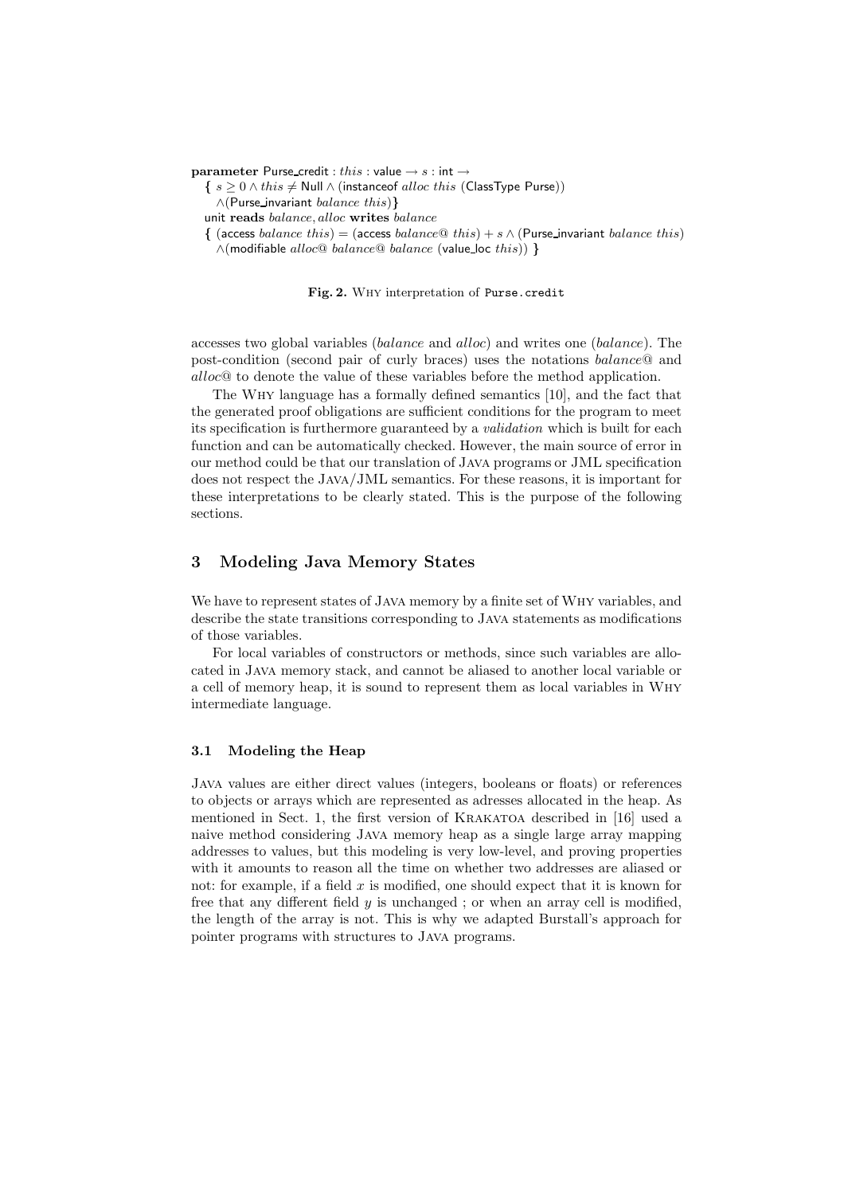**parameter** Purse_credit : $this$ : value $\rightarrow$ $s$ : int $\rightarrow$
  { $s \geq 0 \wedge this \neq \mathsf{Null} \wedge (\mathsf{instanceof}\ alloc\ this\ (\mathsf{ClassType\ Purse}))$
    $\wedge(\mathsf{Purse\_invariant}\ balance\ this)$}
  unit **reads** $balance, alloc$ **writes** $balance$
  { $(\mathsf{access}\ balance\ this) = (\mathsf{access}\ balance@\ this) + s \wedge (\mathsf{Purse\_invariant}\ balance\ this)$
    $\wedge(\mathsf{modifiable}\ alloc@\ balance@\ balance\ (\mathsf{value\_loc}\ this))$ }

**Fig. 2.** Why interpretation of `Purse.credit`

accesses two global variables (*balance* and *alloc*) and writes one (*balance*). The post-condition (second pair of curly braces) uses the notations *balance*@ and *alloc*@ to denote the value of these variables before the method application.

The Why language has a formally defined semantics [10], and the fact that the generated proof obligations are sufficient conditions for the program to meet its specification is furthermore guaranteed by a *validation* which is built for each function and can be automatically checked. However, the main source of error in our method could be that our translation of Java programs or JML specification does not respect the Java/JML semantics. For these reasons, it is important for these interpretations to be clearly stated. This is the purpose of the following sections.

## 3 Modeling Java Memory States

We have to represent states of Java memory by a finite set of Why variables, and describe the state transitions corresponding to Java statements as modifications of those variables.

For local variables of constructors or methods, since such variables are allocated in Java memory stack, and cannot be aliased to another local variable or a cell of memory heap, it is sound to represent them as local variables in Why intermediate language.

### 3.1 Modeling the Heap

Java values are either direct values (integers, booleans or floats) or references to objects or arrays which are represented as adresses allocated in the heap. As mentioned in Sect. 1, the first version of Krakatoa described in [16] used a naive method considering Java memory heap as a single large array mapping addresses to values, but this modeling is very low-level, and proving properties with it amounts to reason all the time on whether two addresses are aliased or not: for example, if a field $x$ is modified, one should expect that it is known for free that any different field $y$ is unchanged ; or when an array cell is modified, the length of the array is not. This is why we adapted Burstall's approach for pointer programs with structures to Java programs.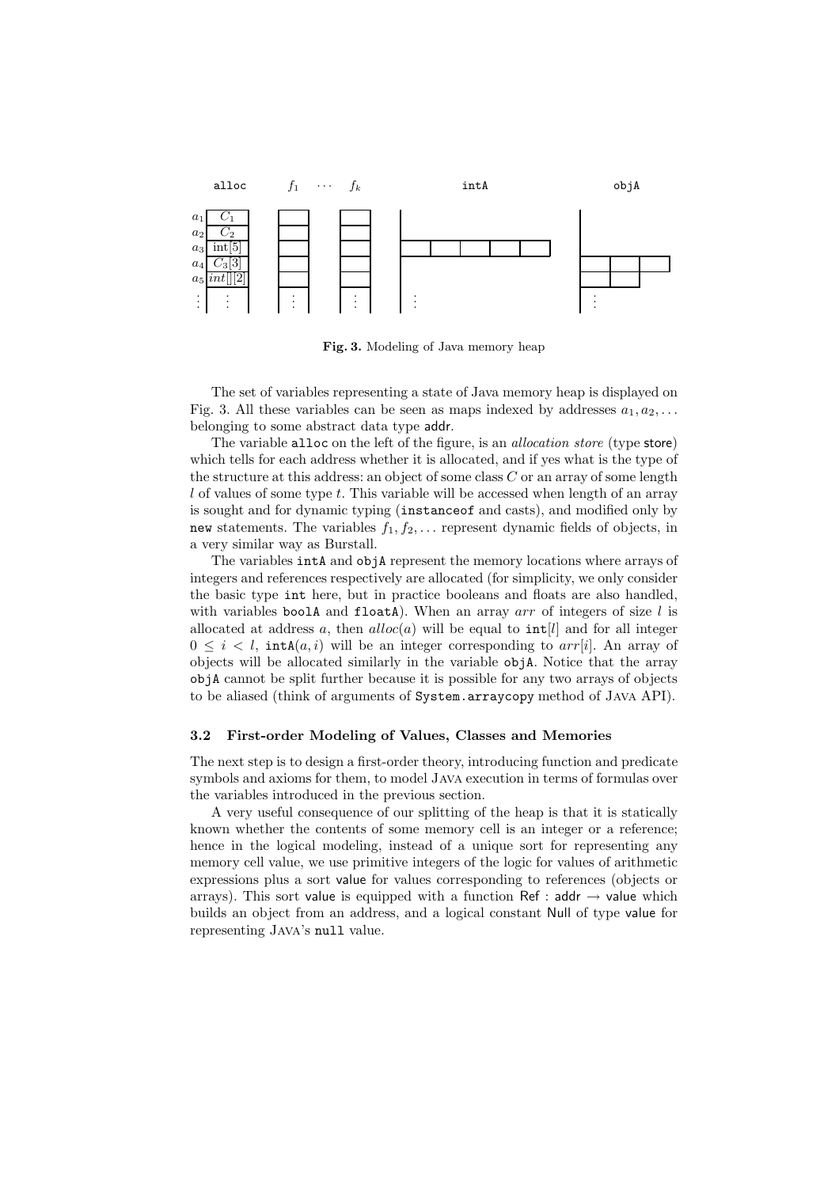alloc

$f_1$ $\cdots$ $f_k$

intA

objA

$a_1$ $C_1$

$a_2$ $C_2$

$a_3$ int[5]

$a_4$ $C_3[3]$

$a_5$ $int[][2]$

**Fig. 3.** Modeling of Java memory heap

The set of variables representing a state of Java memory heap is displayed on Fig. 3. All these variables can be seen as maps indexed by addresses $a_1, a_2, \ldots$ belonging to some abstract data type addr.

The variable `alloc` on the left of the figure, is an *allocation store* (type store) which tells for each address whether it is allocated, and if yes what is the type of the structure at this address: an object of some class $C$ or an array of some length $l$ of values of some type $t$. This variable will be accessed when length of an array is sought and for dynamic typing (`instanceof` and casts), and modified only by `new` statements. The variables $f_1, f_2, \ldots$ represent dynamic fields of objects, in a very similar way as Burstall.

The variables `intA` and `objA` represent the memory locations where arrays of integers and references respectively are allocated (for simplicity, we only consider the basic type `int` here, but in practice booleans and floats are also handled, with variables `boolA` and `floatA`). When an array $arr$ of integers of size $l$ is allocated at address $a$, then $alloc(a)$ will be equal to $\texttt{int}[l]$ and for all integer $0 \leq i < l$, $\texttt{intA}(a, i)$ will be an integer corresponding to $arr[i]$. An array of objects will be allocated similarly in the variable `objA`. Notice that the array `objA` cannot be split further because it is possible for any two arrays of objects to be aliased (think of arguments of `System.arraycopy` method of Java API).

### 3.2 First-order Modeling of Values, Classes and Memories

The next step is to design a first-order theory, introducing function and predicate symbols and axioms for them, to model Java execution in terms of formulas over the variables introduced in the previous section.

A very useful consequence of our splitting of the heap is that it is statically known whether the contents of some memory cell is an integer or a reference; hence in the logical modeling, instead of a unique sort for representing any memory cell value, we use primitive integers of the logic for values of arithmetic expressions plus a sort value for values corresponding to references (objects or arrays). This sort value is equipped with a function $\mathsf{Ref} : \mathsf{addr} \rightarrow \mathsf{value}$ which builds an object from an address, and a logical constant Null of type value for representing Java's `null` value.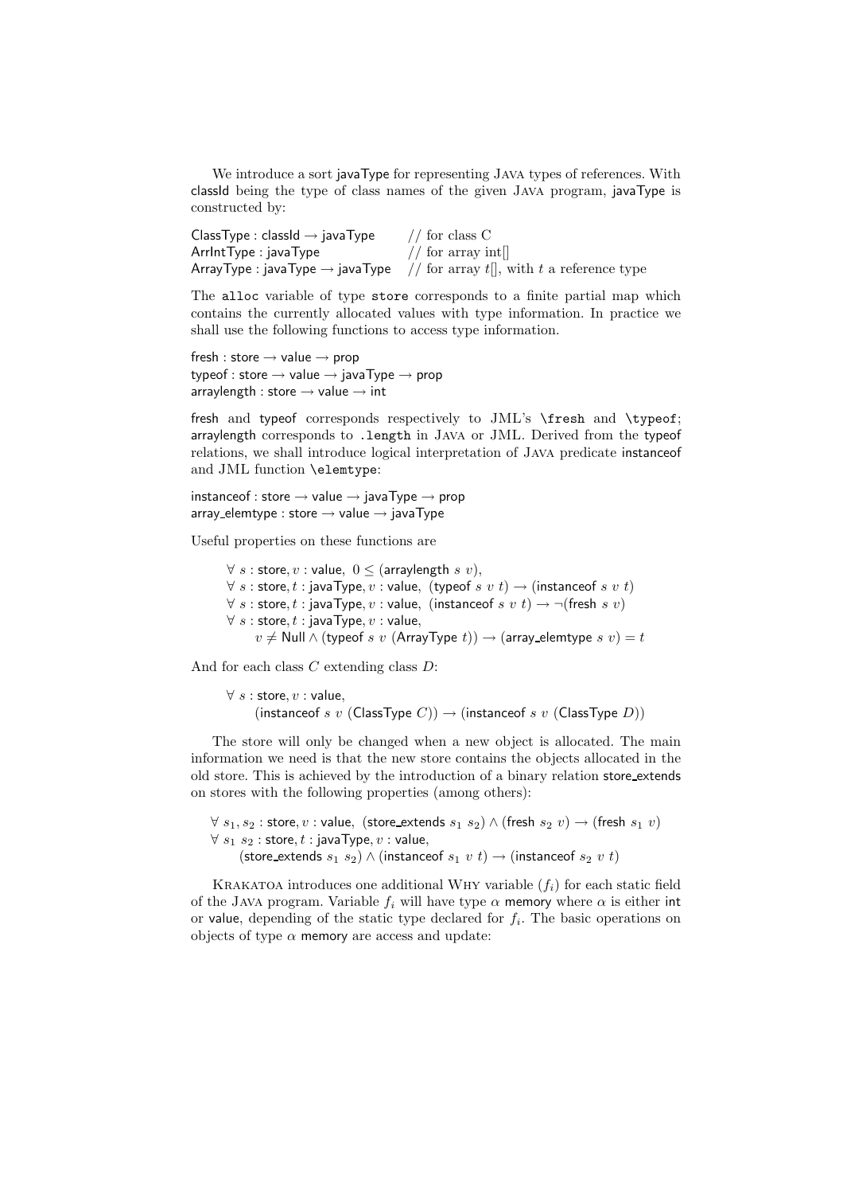We introduce a sort javaType for representing JAVA types of references. With classId being the type of class names of the given JAVA program, javaType is constructed by:

```
ClassType : classId → javaType       // for class C
ArrIntType : javaType                // for array int[]
ArrayType : javaType → javaType      // for array t[], with t a reference type
```

The `alloc` variable of type `store` corresponds to a finite partial map which contains the currently allocated values with type information. In practice we shall use the following functions to access type information.

$$\mathsf{fresh} : \mathsf{store} \rightarrow \mathsf{value} \rightarrow \mathsf{prop}$$
$$\mathsf{typeof} : \mathsf{store} \rightarrow \mathsf{value} \rightarrow \mathsf{javaType} \rightarrow \mathsf{prop}$$
$$\mathsf{arraylength} : \mathsf{store} \rightarrow \mathsf{value} \rightarrow \mathsf{int}$$

fresh and typeof corresponds respectively to JML's `\fresh` and `\typeof`; arraylength corresponds to `.length` in JAVA or JML. Derived from the typeof relations, we shall introduce logical interpretation of JAVA predicate instanceof and JML function `\elemtype`:

$$\mathsf{instanceof} : \mathsf{store} \rightarrow \mathsf{value} \rightarrow \mathsf{javaType} \rightarrow \mathsf{prop}$$
$$\mathsf{array\_elemtype} : \mathsf{store} \rightarrow \mathsf{value} \rightarrow \mathsf{javaType}$$

Useful properties on these functions are

$$\forall\ s : \mathsf{store}, v : \mathsf{value},\ 0 \leq (\mathsf{arraylength}\ s\ v),$$
$$\forall\ s : \mathsf{store}, t : \mathsf{javaType}, v : \mathsf{value},\ (\mathsf{typeof}\ s\ v\ t) \rightarrow (\mathsf{instanceof}\ s\ v\ t)$$
$$\forall\ s : \mathsf{store}, t : \mathsf{javaType}, v : \mathsf{value},\ (\mathsf{instanceof}\ s\ v\ t) \rightarrow \neg(\mathsf{fresh}\ s\ v)$$
$$\forall\ s : \mathsf{store}, t : \mathsf{javaType}, v : \mathsf{value},$$
$$v \neq \mathsf{Null} \wedge (\mathsf{typeof}\ s\ v\ (\mathsf{ArrayType}\ t)) \rightarrow (\mathsf{array\_elemtype}\ s\ v) = t$$

And for each class $C$ extending class $D$:

$$\forall\ s : \mathsf{store}, v : \mathsf{value},$$
$$(\mathsf{instanceof}\ s\ v\ (\mathsf{ClassType}\ C)) \rightarrow (\mathsf{instanceof}\ s\ v\ (\mathsf{ClassType}\ D))$$

The store will only be changed when a new object is allocated. The main information we need is that the new store contains the objects allocated in the old store. This is achieved by the introduction of a binary relation store\_extends on stores with the following properties (among others):

$$\forall\ s_1, s_2 : \mathsf{store}, v : \mathsf{value},\ (\mathsf{store\_extends}\ s_1\ s_2) \wedge (\mathsf{fresh}\ s_2\ v) \rightarrow (\mathsf{fresh}\ s_1\ v)$$
$$\forall\ s_1\ s_2 : \mathsf{store}, t : \mathsf{javaType}, v : \mathsf{value},$$
$$(\mathsf{store\_extends}\ s_1\ s_2) \wedge (\mathsf{instanceof}\ s_1\ v\ t) \rightarrow (\mathsf{instanceof}\ s_2\ v\ t)$$

KRAKATOA introduces one additional WHY variable ($f_i$) for each static field of the JAVA program. Variable $f_i$ will have type $\alpha$ memory where $\alpha$ is either int or value, depending of the static type declared for $f_i$. The basic operations on objects of type $\alpha$ memory are access and update: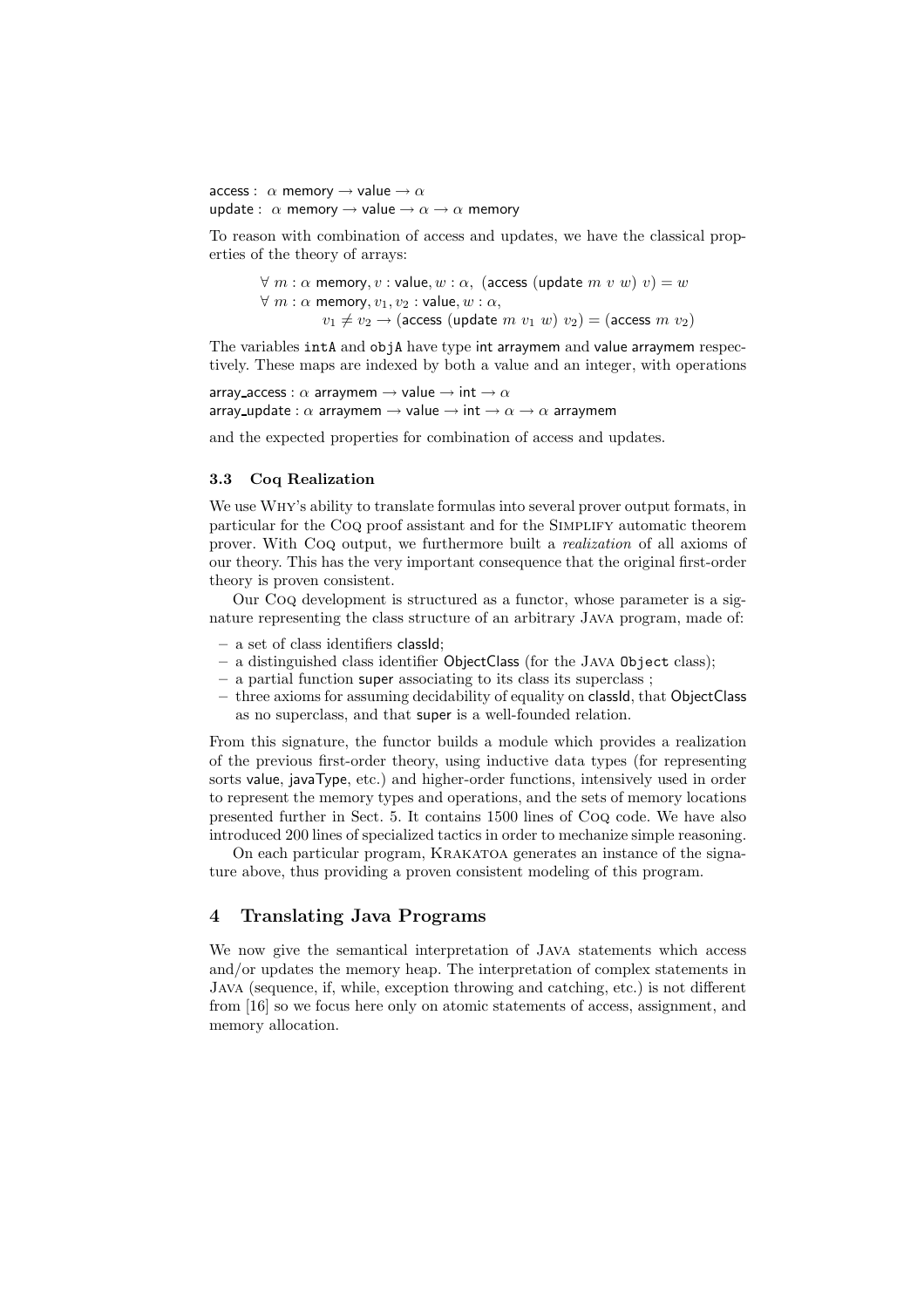$$\mathsf{access} : \ \alpha \ \mathsf{memory} \rightarrow \mathsf{value} \rightarrow \alpha$$
$$\mathsf{update} : \ \alpha \ \mathsf{memory} \rightarrow \mathsf{value} \rightarrow \alpha \rightarrow \alpha \ \mathsf{memory}$$

To reason with combination of access and updates, we have the classical properties of the theory of arrays:

$$\forall \ m : \alpha \ \mathsf{memory}, v : \mathsf{value}, w : \alpha, \ (\mathsf{access} \ (\mathsf{update} \ m \ v \ w) \ v) = w$$
$$\forall \ m : \alpha \ \mathsf{memory}, v_1, v_2 : \mathsf{value}, w : \alpha,$$
$$v_1 \neq v_2 \rightarrow (\mathsf{access} \ (\mathsf{update} \ m \ v_1 \ w) \ v_2) = (\mathsf{access} \ m \ v_2)$$

The variables `intA` and `objA` have type int arraymem and value arraymem respectively. These maps are indexed by both a value and an integer, with operations

$$\mathsf{array\_access} : \alpha \ \mathsf{arraymem} \rightarrow \mathsf{value} \rightarrow \mathsf{int} \rightarrow \alpha$$
$$\mathsf{array\_update} : \alpha \ \mathsf{arraymem} \rightarrow \mathsf{value} \rightarrow \mathsf{int} \rightarrow \alpha \rightarrow \alpha \ \mathsf{arraymem}$$

and the expected properties for combination of access and updates.

### 3.3 Coq Realization

We use Why's ability to translate formulas into several prover output formats, in particular for the Coq proof assistant and for the Simplify automatic theorem prover. With Coq output, we furthermore built a *realization* of all axioms of our theory. This has the very important consequence that the original first-order theory is proven consistent.

Our Coq development is structured as a functor, whose parameter is a signature representing the class structure of an arbitrary Java program, made of:

- a set of class identifiers classId;
- a distinguished class identifier ObjectClass (for the Java `Object` class);
- a partial function super associating to its class its superclass ;
- three axioms for assuming decidability of equality on classId, that ObjectClass as no superclass, and that super is a well-founded relation.

From this signature, the functor builds a module which provides a realization of the previous first-order theory, using inductive data types (for representing sorts value, javaType, etc.) and higher-order functions, intensively used in order to represent the memory types and operations, and the sets of memory locations presented further in Sect. 5. It contains 1500 lines of Coq code. We have also introduced 200 lines of specialized tactics in order to mechanize simple reasoning.

On each particular program, Krakatoa generates an instance of the signature above, thus providing a proven consistent modeling of this program.

## 4 Translating Java Programs

We now give the semantical interpretation of Java statements which access and/or updates the memory heap. The interpretation of complex statements in Java (sequence, if, while, exception throwing and catching, etc.) is not different from [16] so we focus here only on atomic statements of access, assignment, and memory allocation.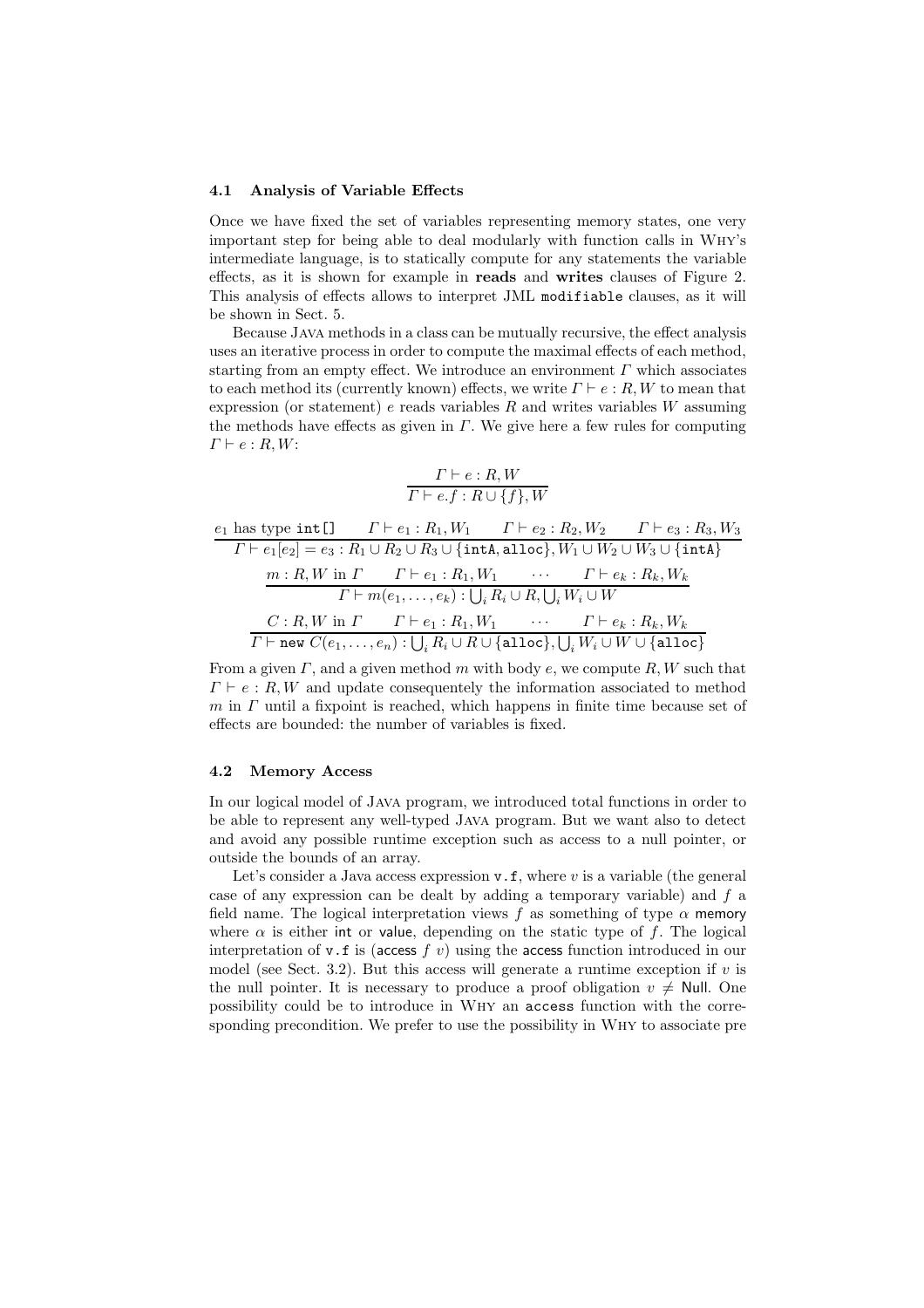### 4.1 Analysis of Variable Effects

Once we have fixed the set of variables representing memory states, one very important step for being able to deal modularly with function calls in Why's intermediate language, is to statically compute for any statements the variable effects, as it is shown for example in **reads** and **writes** clauses of Figure 2. This analysis of effects allows to interpret JML `modifiable` clauses, as it will be shown in Sect. 5.

Because Java methods in a class can be mutually recursive, the effect analysis uses an iterative process in order to compute the maximal effects of each method, starting from an empty effect. We introduce an environment $\Gamma$ which associates to each method its (currently known) effects, we write $\Gamma \vdash e : R, W$ to mean that expression (or statement) $e$ reads variables $R$ and writes variables $W$ assuming the methods have effects as given in $\Gamma$. We give here a few rules for computing $\Gamma \vdash e : R, W$:

$$\frac{\Gamma \vdash e : R, W}{\Gamma \vdash e.f : R \cup \{f\}, W}$$

$$\frac{e_1 \text{ has type } \texttt{int[]} \qquad \Gamma \vdash e_1 : R_1, W_1 \qquad \Gamma \vdash e_2 : R_2, W_2 \qquad \Gamma \vdash e_3 : R_3, W_3}{\Gamma \vdash e_1[e_2] = e_3 : R_1 \cup R_2 \cup R_3 \cup \{\texttt{intA}, \texttt{alloc}\}, W_1 \cup W_2 \cup W_3 \cup \{\texttt{intA}\}}$$

$$\frac{m : R, W \text{ in } \Gamma \qquad \Gamma \vdash e_1 : R_1, W_1 \qquad \cdots \qquad \Gamma \vdash e_k : R_k, W_k}{\Gamma \vdash m(e_1, \ldots, e_k) : \bigcup_i R_i \cup R, \bigcup_i W_i \cup W}$$

$$\frac{C : R, W \text{ in } \Gamma \qquad \Gamma \vdash e_1 : R_1, W_1 \qquad \cdots \qquad \Gamma \vdash e_k : R_k, W_k}{\Gamma \vdash \texttt{new } C(e_1, \ldots, e_n) : \bigcup_i R_i \cup R \cup \{\texttt{alloc}\}, \bigcup_i W_i \cup W \cup \{\texttt{alloc}\}}$$

From a given $\Gamma$, and a given method $m$ with body $e$, we compute $R, W$ such that $\Gamma \vdash e : R, W$ and update consequently the information associated to method $m$ in $\Gamma$ until a fixpoint is reached, which happens in finite time because set of effects are bounded: the number of variables is fixed.

### 4.2 Memory Access

In our logical model of Java program, we introduced total functions in order to be able to represent any well-typed Java program. But we want also to detect and avoid any possible runtime exception such as access to a null pointer, or outside the bounds of an array.

Let's consider a Java access expression `v.f`, where $v$ is a variable (the general case of any expression can be dealt by adding a temporary variable) and $f$ a field name. The logical interpretation views $f$ as something of type $\alpha$ $\mathsf{memory}$ where $\alpha$ is either $\mathsf{int}$ or $\mathsf{value}$, depending on the static type of $f$. The logical interpretation of `v.f` is ($\mathsf{access}$ $f$ $v$) using the $\mathsf{access}$ function introduced in our model (see Sect. 3.2). But this access will generate a runtime exception if $v$ is the null pointer. It is necessary to produce a proof obligation $v \neq \mathsf{Null}$. One possibility could be to introduce in Why an `access` function with the corresponding precondition. We prefer to use the possibility in Why to associate pre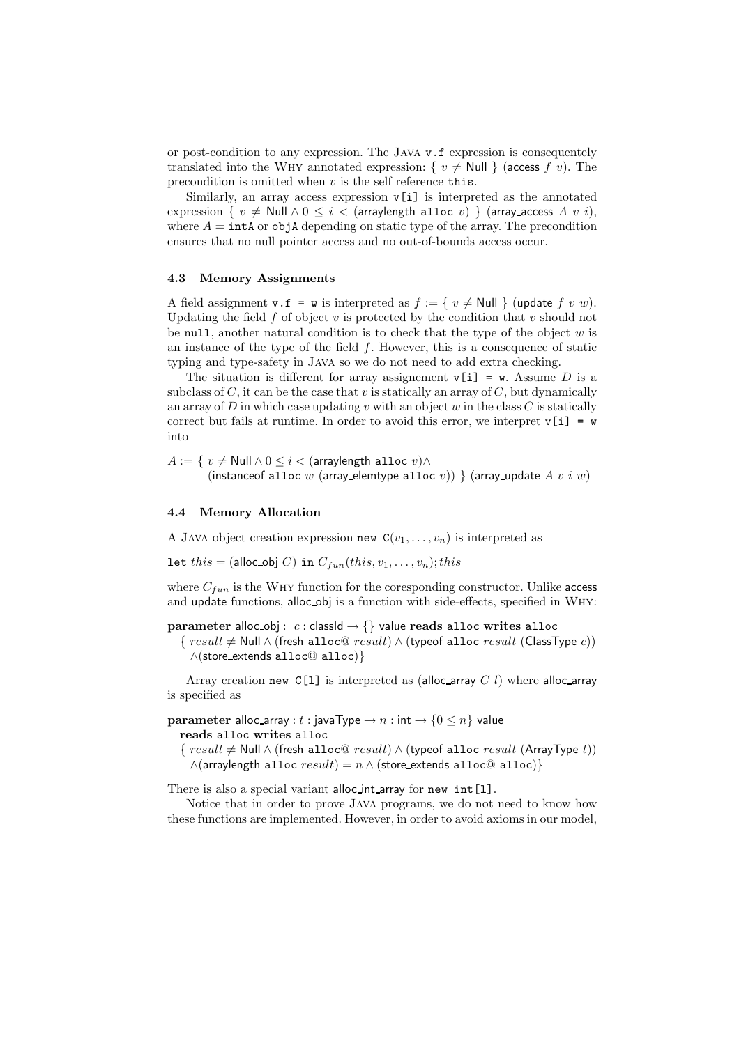or post-condition to any expression. The JAVA `v.f` expression is consequentely translated into the WHY annotated expression: $\{ v \neq \mathsf{Null} \}$ (access $f$ $v$). The precondition is omitted when $v$ is the self reference `this`.

Similarly, an array access expression `v[i]` is interpreted as the annotated expression $\{ v \neq \mathsf{Null} \wedge 0 \leq i < (\mathsf{arraylength}\ \mathtt{alloc}\ v) \}$ $(\mathsf{array\_access}\ A\ v\ i)$, where $A =$ `intA` or `objA` depending on static type of the array. The precondition ensures that no null pointer access and no out-of-bounds access occur.

### 4.3 Memory Assignments

A field assignment `v.f = w` is interpreted as $f := \{ v \neq \mathsf{Null} \}$ (update $f$ $v$ $w$). Updating the field $f$ of object $v$ is protected by the condition that $v$ should not be `null`, another natural condition is to check that the type of the object $w$ is an instance of the type of the field $f$. However, this is a consequence of static typing and type-safety in JAVA so we do not need to add extra checking.

The situation is different for array assignement `v[i] = w`. Assume $D$ is a subclass of $C$, it can be the case that $v$ is statically an array of $C$, but dynamically an array of $D$ in which case updating $v$ with an object $w$ in the class $C$ is statically correct but fails at runtime. In order to avoid this error, we interpret `v[i] = w` into

$$\begin{aligned} A := \{ & v \neq \mathsf{Null} \wedge 0 \leq i < (\mathsf{arraylength}\ \mathtt{alloc}\ v) \wedge \\ & (\mathsf{instanceof}\ \mathtt{alloc}\ w\ (\mathsf{array\_elemtype}\ \mathtt{alloc}\ v)) \}\ (\mathsf{array\_update}\ A\ v\ i\ w) \end{aligned}$$

### 4.4 Memory Allocation

A JAVA object creation expression `new` $\mathtt{C}(v_1, \ldots, v_n)$ is interpreted as

`let` $this = (\mathsf{alloc\_obj}\ C)$ `in` $C_{fun}(this, v_1, \ldots, v_n); this$

where $C_{fun}$ is the WHY function for the coresponding constructor. Unlike access and update functions, alloc_obj is a function with side-effects, specified in WHY:

**parameter** alloc_obj : $c$ : classId $\rightarrow \{\}$ value **reads** `alloc` **writes** `alloc`
$\{ result \neq \mathsf{Null} \wedge (\mathsf{fresh}\ \mathtt{alloc@}\ result) \wedge (\mathsf{typeof}\ \mathtt{alloc}\ result\ (\mathsf{ClassType}\ c))$
$\wedge (\mathsf{store\_extends}\ \mathtt{alloc@}\ \mathtt{alloc})\}$

Array creation `new C[l]` is interpreted as (alloc_array $C$ $l$) where alloc_array is specified as

**parameter** alloc_array : $t$ : javaType $\rightarrow n$ : int $\rightarrow \{0 \leq n\}$ value
**reads** `alloc` **writes** `alloc`
$\{ result \neq \mathsf{Null} \wedge (\mathsf{fresh}\ \mathtt{alloc@}\ result) \wedge (\mathsf{typeof}\ \mathtt{alloc}\ result\ (\mathsf{ArrayType}\ t))$
$\wedge (\mathsf{arraylength}\ \mathtt{alloc}\ result) = n \wedge (\mathsf{store\_extends}\ \mathtt{alloc@}\ \mathtt{alloc})\}$

There is also a special variant alloc_int_array for `new int[l]`.

Notice that in order to prove JAVA programs, we do not need to know how these functions are implemented. However, in order to avoid axioms in our model,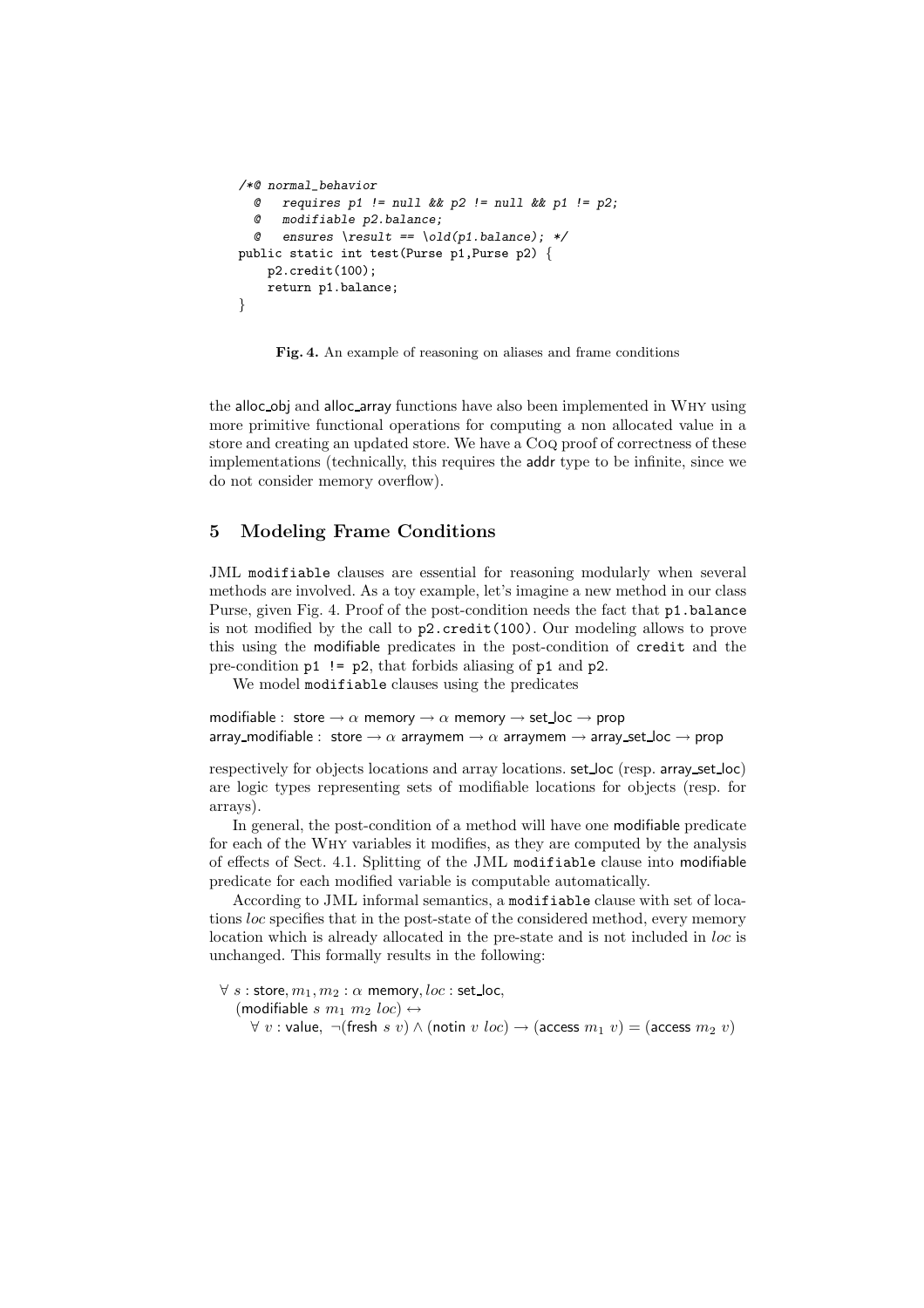```
/*@ normal_behavior
  @   requires p1 != null && p2 != null && p1 != p2;
  @   modifiable p2.balance;
  @   ensures \result == \old(p1.balance); */
public static int test(Purse p1,Purse p2) {
    p2.credit(100);
    return p1.balance;
}
```

**Fig. 4.** An example of reasoning on aliases and frame conditions

the alloc_obj and alloc_array functions have also been implemented in WHY using more primitive functional operations for computing a non allocated value in a store and creating an updated store. We have a COQ proof of correctness of these implementations (technically, this requires the addr type to be infinite, since we do not consider memory overflow).

## 5 Modeling Frame Conditions

JML `modifiable` clauses are essential for reasoning modularly when several methods are involved. As a toy example, let's imagine a new method in our class Purse, given Fig. 4. Proof of the post-condition needs the fact that `p1.balance` is not modified by the call to `p2.credit(100)`. Our modeling allows to prove this using the modifiable predicates in the post-condition of `credit` and the pre-condition `p1 != p2`, that forbids aliasing of `p1` and `p2`.

We model `modifiable` clauses using the predicates

$$\mathsf{modifiable} : \ \mathsf{store} \rightarrow \alpha \ \mathsf{memory} \rightarrow \alpha \ \mathsf{memory} \rightarrow \mathsf{set\_loc} \rightarrow \mathsf{prop}$$
$$\mathsf{array\_modifiable} : \ \mathsf{store} \rightarrow \alpha \ \mathsf{arraymem} \rightarrow \alpha \ \mathsf{arraymem} \rightarrow \mathsf{array\_set\_loc} \rightarrow \mathsf{prop}$$

respectively for objects locations and array locations. set_loc (resp. array_set_loc) are logic types representing sets of modifiable locations for objects (resp. for arrays).

In general, the post-condition of a method will have one modifiable predicate for each of the WHY variables it modifies, as they are computed by the analysis of effects of Sect. 4.1. Splitting of the JML `modifiable` clause into modifiable predicate for each modified variable is computable automatically.

According to JML informal semantics, a `modifiable` clause with set of locations *loc* specifies that in the post-state of the considered method, every memory location which is already allocated in the pre-state and is not included in *loc* is unchanged. This formally results in the following:

$$\begin{array}{l} \forall \ s : \mathsf{store}, m_1, m_2 : \alpha \ \mathsf{memory}, loc : \mathsf{set\_loc}, \\ \quad (\mathsf{modifiable} \ s \ m_1 \ m_2 \ loc) \leftrightarrow \\ \quad\quad \forall \ v : \mathsf{value}, \ \neg(\mathsf{fresh} \ s \ v) \wedge (\mathsf{notin} \ v \ loc) \rightarrow (\mathsf{access} \ m_1 \ v) = (\mathsf{access} \ m_2 \ v) \end{array}$$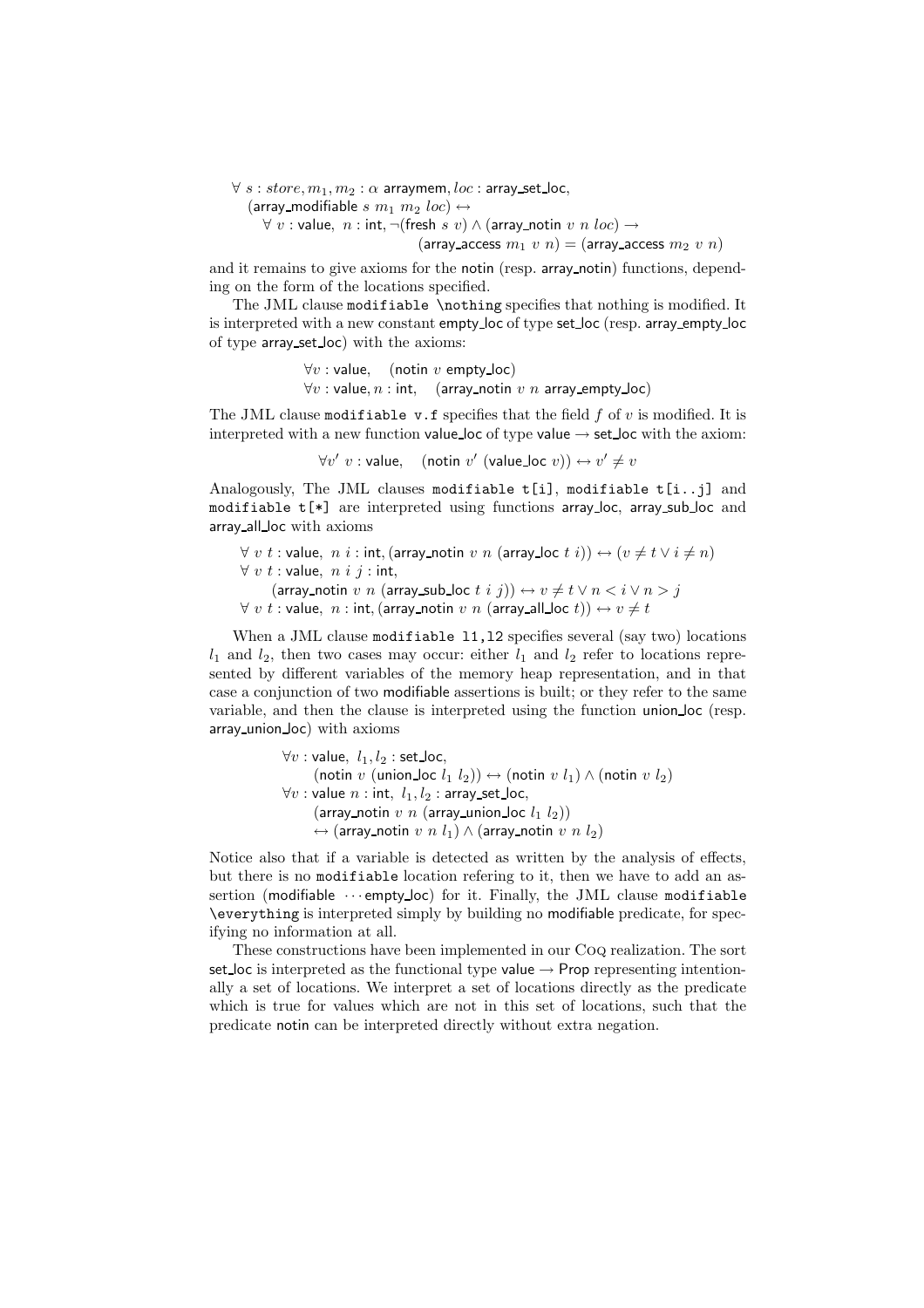$$\forall\ s : store, m_1, m_2 : \alpha\ \mathsf{arraymem}, loc : \mathsf{array\_set\_loc},$$
$$(\mathsf{array\_modifiable}\ s\ m_1\ m_2\ loc) \leftrightarrow$$
$$\forall\ v : \mathsf{value},\ n : \mathsf{int}, \neg(\mathsf{fresh}\ s\ v) \wedge (\mathsf{array\_notin}\ v\ n\ loc) \rightarrow$$
$$(\mathsf{array\_access}\ m_1\ v\ n) = (\mathsf{array\_access}\ m_2\ v\ n)$$

and it remains to give axioms for the notin (resp. array_notin) functions, depending on the form of the locations specified.

The JML clause `modifiable \nothing` specifies that nothing is modified. It is interpreted with a new constant empty_loc of type set_loc (resp. array_empty_loc of type array_set_loc) with the axioms:

$$\forall v : \mathsf{value},\quad (\mathsf{notin}\ v\ \mathsf{empty\_loc})$$
$$\forall v : \mathsf{value}, n : \mathsf{int},\quad (\mathsf{array\_notin}\ v\ n\ \mathsf{array\_empty\_loc})$$

The JML clause `modifiable v.f` specifies that the field $f$ of $v$ is modified. It is interpreted with a new function value_loc of type value $\rightarrow$ set_loc with the axiom:

$$\forall v'\ v : \mathsf{value},\quad (\mathsf{notin}\ v'\ (\mathsf{value\_loc}\ v)) \leftrightarrow v' \neq v$$

Analogously, The JML clauses `modifiable t[i]`, `modifiable t[i..j]` and `modifiable t[*]` are interpreted using functions array_loc, array_sub_loc and array_all_loc with axioms

$$\forall\ v\ t : \mathsf{value},\ n\ i : \mathsf{int}, (\mathsf{array\_notin}\ v\ n\ (\mathsf{array\_loc}\ t\ i)) \leftrightarrow (v \neq t \vee i \neq n)$$
$$\forall\ v\ t : \mathsf{value},\ n\ i\ j : \mathsf{int},$$
$$(\mathsf{array\_notin}\ v\ n\ (\mathsf{array\_sub\_loc}\ t\ i\ j)) \leftrightarrow v \neq t \vee n < i \vee n > j$$
$$\forall\ v\ t : \mathsf{value},\ n : \mathsf{int}, (\mathsf{array\_notin}\ v\ n\ (\mathsf{array\_all\_loc}\ t)) \leftrightarrow v \neq t$$

When a JML clause `modifiable l1,l2` specifies several (say two) locations $l_1$ and $l_2$, then two cases may occur: either $l_1$ and $l_2$ refer to locations represented by different variables of the memory heap representation, and in that case a conjunction of two modifiable assertions is built; or they refer to the same variable, and then the clause is interpreted using the function union_loc (resp. array_union_loc) with axioms

$$\forall v : \mathsf{value},\ l_1, l_2 : \mathsf{set\_loc},$$
$$(\mathsf{notin}\ v\ (\mathsf{union\_loc}\ l_1\ l_2)) \leftrightarrow (\mathsf{notin}\ v\ l_1) \wedge (\mathsf{notin}\ v\ l_2)$$
$$\forall v : \mathsf{value}\ n : \mathsf{int},\ l_1, l_2 : \mathsf{array\_set\_loc},$$
$$(\mathsf{array\_notin}\ v\ n\ (\mathsf{array\_union\_loc}\ l_1\ l_2))$$
$$\leftrightarrow (\mathsf{array\_notin}\ v\ n\ l_1) \wedge (\mathsf{array\_notin}\ v\ n\ l_2)$$

Notice also that if a variable is detected as written by the analysis of effects, but there is no `modifiable` location refering to it, then we have to add an assertion (modifiable $\cdots$ empty_loc) for it. Finally, the JML clause `modifiable \everything` is interpreted simply by building no modifiable predicate, for specifying no information at all.

These constructions have been implemented in our Coq realization. The sort set_loc is interpreted as the functional type value $\rightarrow$ Prop representing intentionally a set of locations. We interpret a set of locations directly as the predicate which is true for values which are not in this set of locations, such that the predicate notin can be interpreted directly without extra negation.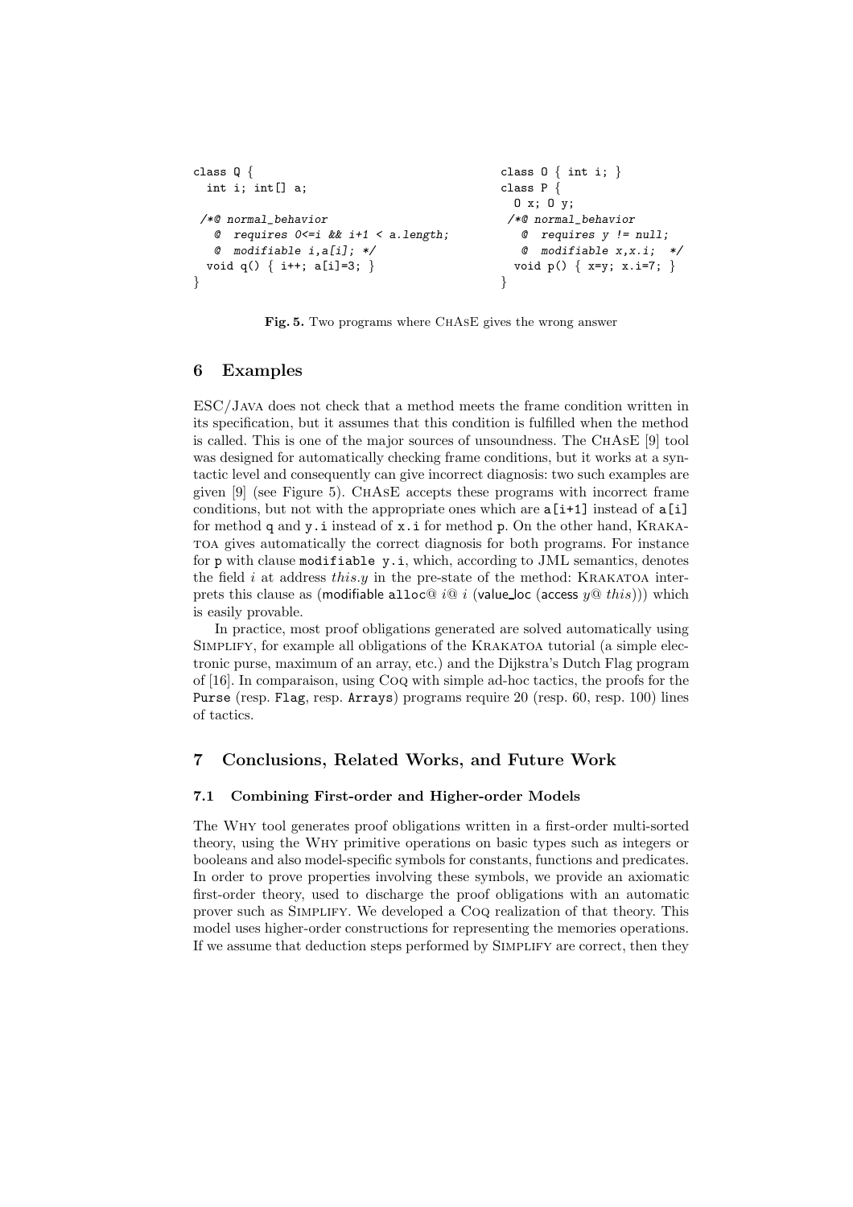```
class Q {
  int i; int[] a;

 /*@ normal_behavior
   @  requires 0<=i && i+1 < a.length;
   @  modifiable i,a[i]; */
  void q() { i++; a[i]=3; }
}
```

```
class O { int i; }
class P {
  O x; O y;
 /*@ normal_behavior
   @  requires y != null;
   @  modifiable x,x.i;  */
  void p() { x=y; x.i=7; }
}
```

**Fig. 5.** Two programs where ChAsE gives the wrong answer

## 6 Examples

ESC/Java does not check that a method meets the frame condition written in its specification, but it assumes that this condition is fulfilled when the method is called. This is one of the major sources of unsoundness. The ChAsE [9] tool was designed for automatically checking frame conditions, but it works at a syntactic level and consequently can give incorrect diagnosis: two such examples are given [9] (see Figure 5). ChAsE accepts these programs with incorrect frame conditions, but not with the appropriate ones which are `a[i+1]` instead of `a[i]` for method `q` and `y.i` instead of `x.i` for method `p`. On the other hand, Krakatoa gives automatically the correct diagnosis for both programs. For instance for `p` with clause `modifiable y.i`, which, according to JML semantics, denotes the field $i$ at address $this.y$ in the pre-state of the method: Krakatoa interprets this clause as (modifiable `alloc`@ $i$@ $i$ (value_loc (access $y$@ $this$))) which is easily provable.

In practice, most proof obligations generated are solved automatically using Simplify, for example all obligations of the Krakatoa tutorial (a simple electronic purse, maximum of an array, etc.) and the Dijkstra's Dutch Flag program of [16]. In comparaison, using Coq with simple ad-hoc tactics, the proofs for the `Purse` (resp. `Flag`, resp. `Arrays`) programs require 20 (resp. 60, resp. 100) lines of tactics.

## 7 Conclusions, Related Works, and Future Work

### 7.1 Combining First-order and Higher-order Models

The Why tool generates proof obligations written in a first-order multi-sorted theory, using the Why primitive operations on basic types such as integers or booleans and also model-specific symbols for constants, functions and predicates. In order to prove properties involving these symbols, we provide an axiomatic first-order theory, used to discharge the proof obligations with an automatic prover such as Simplify. We developed a Coq realization of that theory. This model uses higher-order constructions for representing the memories operations. If we assume that deduction steps performed by Simplify are correct, then they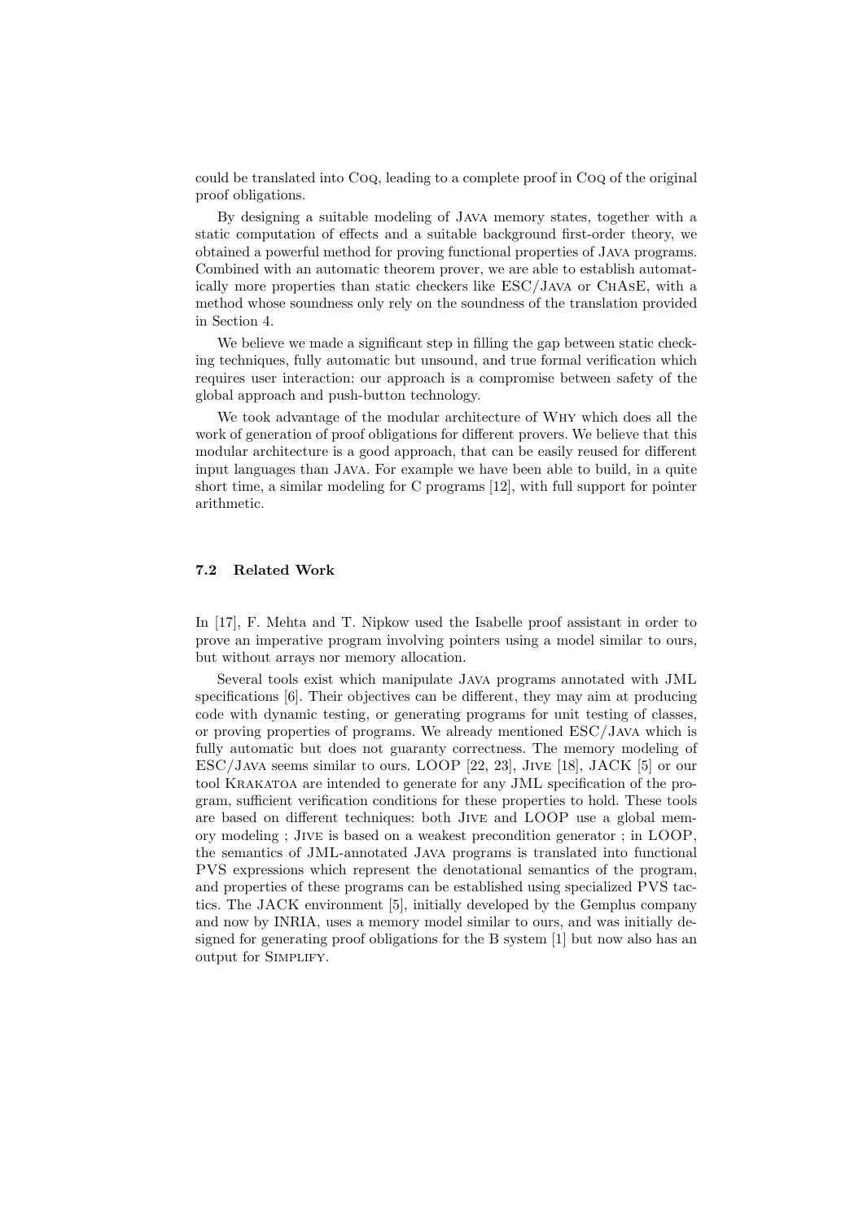could be translated into Coq, leading to a complete proof in Coq of the original proof obligations.

By designing a suitable modeling of Java memory states, together with a static computation of effects and a suitable background first-order theory, we obtained a powerful method for proving functional properties of Java programs. Combined with an automatic theorem prover, we are able to establish automatically more properties than static checkers like ESC/Java or ChAsE, with a method whose soundness only rely on the soundness of the translation provided in Section 4.

We believe we made a significant step in filling the gap between static checking techniques, fully automatic but unsound, and true formal verification which requires user interaction: our approach is a compromise between safety of the global approach and push-button technology.

We took advantage of the modular architecture of Why which does all the work of generation of proof obligations for different provers. We believe that this modular architecture is a good approach, that can be easily reused for different input languages than Java. For example we have been able to build, in a quite short time, a similar modeling for C programs [12], with full support for pointer arithmetic.

### 7.2 Related Work

In [17], F. Mehta and T. Nipkow used the Isabelle proof assistant in order to prove an imperative program involving pointers using a model similar to ours, but without arrays nor memory allocation.

Several tools exist which manipulate Java programs annotated with JML specifications [6]. Their objectives can be different, they may aim at producing code with dynamic testing, or generating programs for unit testing of classes, or proving properties of programs. We already mentioned ESC/Java which is fully automatic but does not guaranty correctness. The memory modeling of ESC/Java seems similar to ours. LOOP [22, 23], Jive [18], JACK [5] or our tool Krakatoa are intended to generate for any JML specification of the program, sufficient verification conditions for these properties to hold. These tools are based on different techniques: both Jive and LOOP use a global memory modeling ; Jive is based on a weakest precondition generator ; in LOOP, the semantics of JML-annotated Java programs is translated into functional PVS expressions which represent the denotational semantics of the program, and properties of these programs can be established using specialized PVS tactics. The JACK environment [5], initially developed by the Gemplus company and now by INRIA, uses a memory model similar to ours, and was initially designed for generating proof obligations for the B system [1] but now also has an output for Simplify.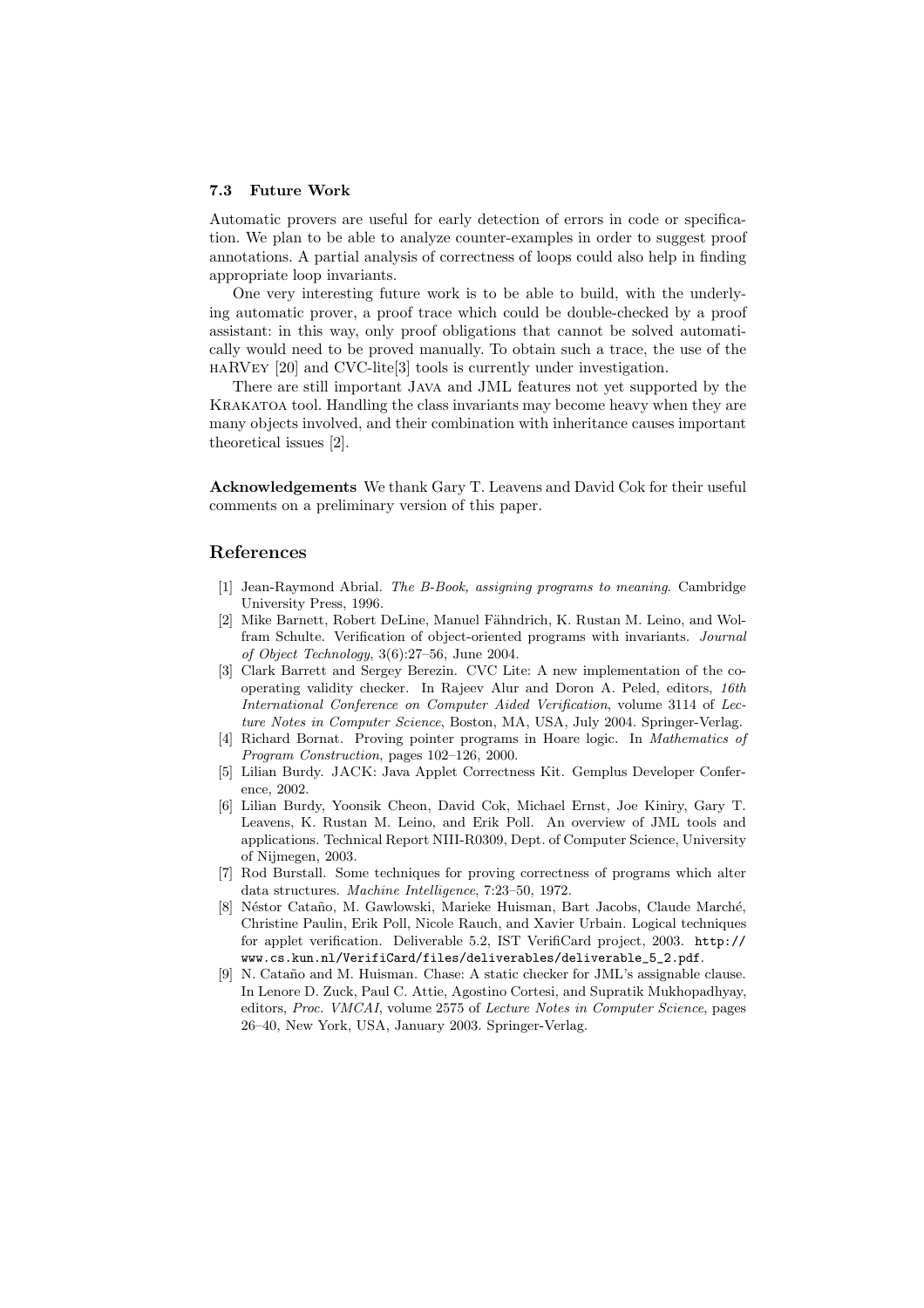### 7.3 Future Work

Automatic provers are useful for early detection of errors in code or specification. We plan to be able to analyze counter-examples in order to suggest proof annotations. A partial analysis of correctness of loops could also help in finding appropriate loop invariants.

One very interesting future work is to be able to build, with the underlying automatic prover, a proof trace which could be double-checked by a proof assistant: in this way, only proof obligations that cannot be solved automatically would need to be proved manually. To obtain such a trace, the use of the haRVey [20] and CVC-lite[3] tools is currently under investigation.

There are still important Java and JML features not yet supported by the Krakatoa tool. Handling the class invariants may become heavy when they are many objects involved, and their combination with inheritance causes important theoretical issues [2].

**Acknowledgements** We thank Gary T. Leavens and David Cok for their useful comments on a preliminary version of this paper.

## References

[1] Jean-Raymond Abrial. *The B-Book, assigning programs to meaning*. Cambridge University Press, 1996.

[2] Mike Barnett, Robert DeLine, Manuel Fähndrich, K. Rustan M. Leino, and Wolfram Schulte. Verification of object-oriented programs with invariants. *Journal of Object Technology*, 3(6):27–56, June 2004.

[3] Clark Barrett and Sergey Berezin. CVC Lite: A new implementation of the cooperating validity checker. In Rajeev Alur and Doron A. Peled, editors, *16th International Conference on Computer Aided Verification*, volume 3114 of *Lecture Notes in Computer Science*, Boston, MA, USA, July 2004. Springer-Verlag.

[4] Richard Bornat. Proving pointer programs in Hoare logic. In *Mathematics of Program Construction*, pages 102–126, 2000.

[5] Lilian Burdy. JACK: Java Applet Correctness Kit. Gemplus Developer Conference, 2002.

[6] Lilian Burdy, Yoonsik Cheon, David Cok, Michael Ernst, Joe Kiniry, Gary T. Leavens, K. Rustan M. Leino, and Erik Poll. An overview of JML tools and applications. Technical Report NIII-R0309, Dept. of Computer Science, University of Nijmegen, 2003.

[7] Rod Burstall. Some techniques for proving correctness of programs which alter data structures. *Machine Intelligence*, 7:23–50, 1972.

[8] Néstor Cataño, M. Gawlowski, Marieke Huisman, Bart Jacobs, Claude Marché, Christine Paulin, Erik Poll, Nicole Rauch, and Xavier Urbain. Logical techniques for applet verification. Deliverable 5.2, IST VerifiCard project, 2003. `http://www.cs.kun.nl/VerifiCard/files/deliverables/deliverable_5_2.pdf`.

[9] N. Cataño and M. Huisman. Chase: A static checker for JML's assignable clause. In Lenore D. Zuck, Paul C. Attie, Agostino Cortesi, and Supratik Mukhopadhyay, editors, *Proc. VMCAI*, volume 2575 of *Lecture Notes in Computer Science*, pages 26–40, New York, USA, January 2003. Springer-Verlag.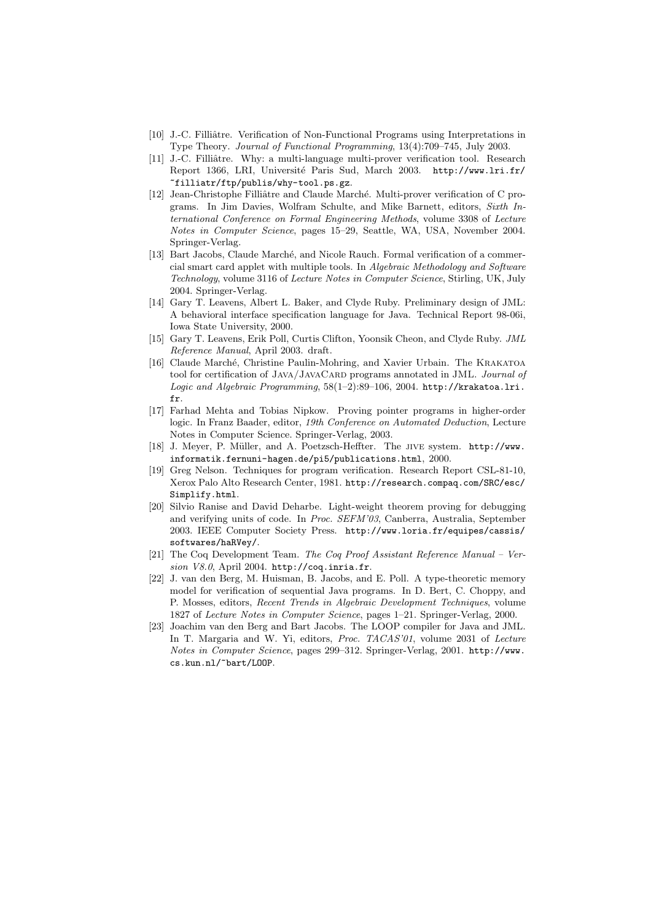[10] J.-C. Filliâtre. Verification of Non-Functional Programs using Interpretations in Type Theory. *Journal of Functional Programming*, 13(4):709–745, July 2003.

[11] J.-C. Filliâtre. Why: a multi-language multi-prover verification tool. Research Report 1366, LRI, Université Paris Sud, March 2003. `http://www.lri.fr/~filliatr/ftp/publis/why-tool.ps.gz`.

[12] Jean-Christophe Filliâtre and Claude Marché. Multi-prover verification of C programs. In Jim Davies, Wolfram Schulte, and Mike Barnett, editors, *Sixth International Conference on Formal Engineering Methods*, volume 3308 of *Lecture Notes in Computer Science*, pages 15–29, Seattle, WA, USA, November 2004. Springer-Verlag.

[13] Bart Jacobs, Claude Marché, and Nicole Rauch. Formal verification of a commercial smart card applet with multiple tools. In *Algebraic Methodology and Software Technology*, volume 3116 of *Lecture Notes in Computer Science*, Stirling, UK, July 2004. Springer-Verlag.

[14] Gary T. Leavens, Albert L. Baker, and Clyde Ruby. Preliminary design of JML: A behavioral interface specification language for Java. Technical Report 98-06i, Iowa State University, 2000.

[15] Gary T. Leavens, Erik Poll, Curtis Clifton, Yoonsik Cheon, and Clyde Ruby. *JML Reference Manual*, April 2003. draft.

[16] Claude Marché, Christine Paulin-Mohring, and Xavier Urbain. The Krakatoa tool for certification of Java/JavaCard programs annotated in JML. *Journal of Logic and Algebraic Programming*, 58(1–2):89–106, 2004. `http://krakatoa.lri.fr`.

[17] Farhad Mehta and Tobias Nipkow. Proving pointer programs in higher-order logic. In Franz Baader, editor, *19th Conference on Automated Deduction*, Lecture Notes in Computer Science. Springer-Verlag, 2003.

[18] J. Meyer, P. Müller, and A. Poetzsch-Heffter. The jive system. `http://www.informatik.fernuni-hagen.de/pi5/publications.html`, 2000.

[19] Greg Nelson. Techniques for program verification. Research Report CSL-81-10, Xerox Palo Alto Research Center, 1981. `http://research.compaq.com/SRC/esc/Simplify.html`.

[20] Silvio Ranise and David Deharbe. Light-weight theorem proving for debugging and verifying units of code. In *Proc. SEFM'03*, Canberra, Australia, September 2003. IEEE Computer Society Press. `http://www.loria.fr/equipes/cassis/softwares/haRVey/`.

[21] The Coq Development Team. *The Coq Proof Assistant Reference Manual – Version V8.0*, April 2004. `http://coq.inria.fr`.

[22] J. van den Berg, M. Huisman, B. Jacobs, and E. Poll. A type-theoretic memory model for verification of sequential Java programs. In D. Bert, C. Choppy, and P. Mosses, editors, *Recent Trends in Algebraic Development Techniques*, volume 1827 of *Lecture Notes in Computer Science*, pages 1–21. Springer-Verlag, 2000.

[23] Joachim van den Berg and Bart Jacobs. The LOOP compiler for Java and JML. In T. Margaria and W. Yi, editors, *Proc. TACAS'01*, volume 2031 of *Lecture Notes in Computer Science*, pages 299–312. Springer-Verlag, 2001. `http://www.cs.kun.nl/~bart/LOOP`.